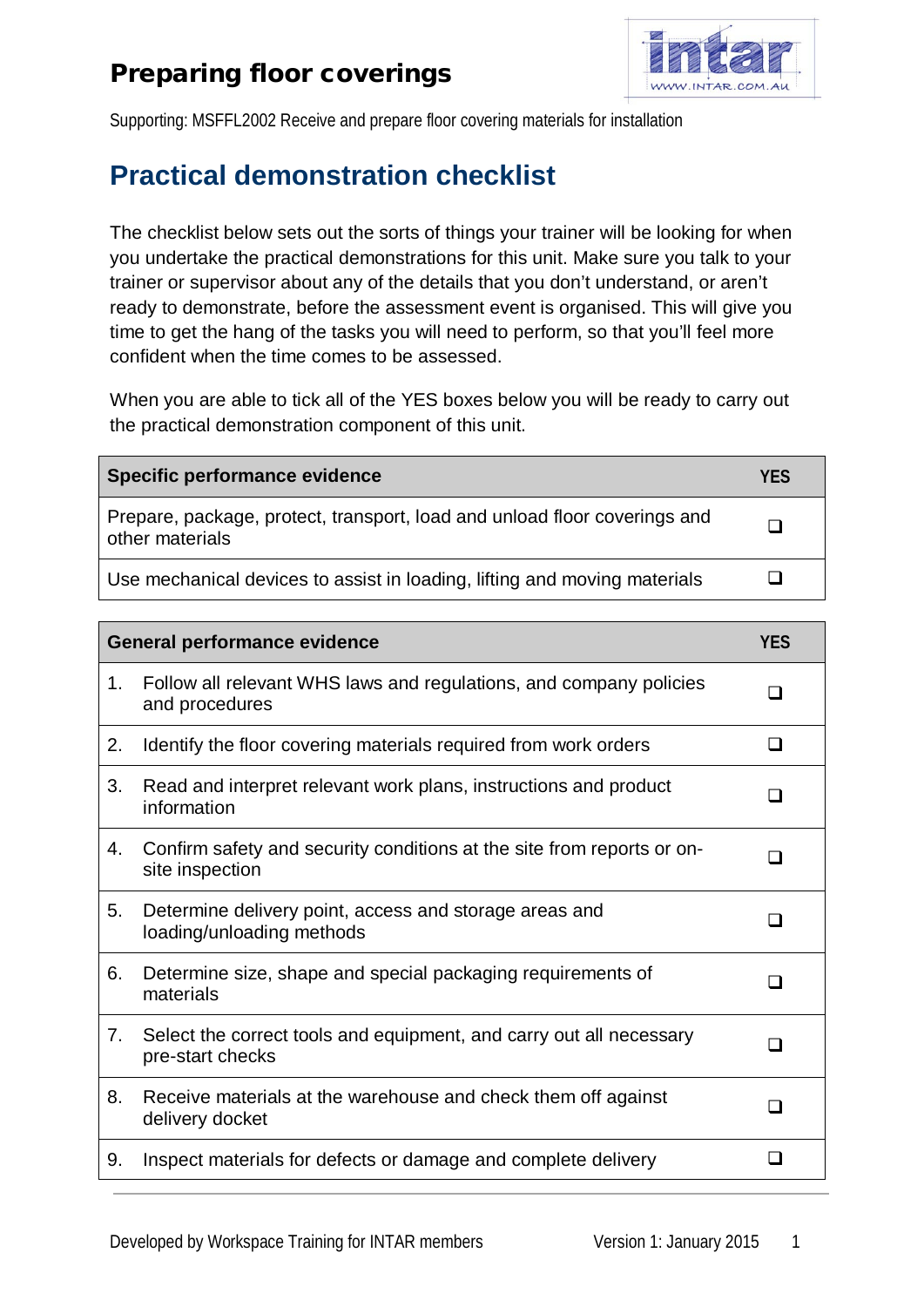# Preparing floor coverings

Supporting: MSFFL2002 Receive and prepare floor covering materials for installation

## Practical demonstration checklist

The checklist below sets out the sorts of things your trainer will be looking for when you undertake the practical demonstrations for this unit. Make sure you talk to your trainer or supervisor about any of the details that you don't understand, or aren't ready to demonstrate, before the assessment event is organised. This will give you time to get the hang of the tasks you will need to perform, so that you'll feel more confident when the time comes to be assessed.

When you are able to tick all of the YES boxes below you will be ready to carry out the practical demonstration component of this unit.

| Specific performance evidence | YES |
|---|---|
| Prepare, package, protect, transport, load and unload floor coverings and other materials | ❑ |
| Use mechanical devices to assist in loading, lifting and moving materials | ❑ |

| General performance evidence | YES |
|---|---|
| 1. Follow all relevant WHS laws and regulations, and company policies and procedures | ❑ |
| 2. Identify the floor covering materials required from work orders | ❑ |
| 3. Read and interpret relevant work plans, instructions and product information | ❑ |
| 4. Confirm safety and security conditions at the site from reports or on-site inspection | ❑ |
| 5. Determine delivery point, access and storage areas and loading/unloading methods | ❑ |
| 6. Determine size, shape and special packaging requirements of materials | ❑ |
| 7. Select the correct tools and equipment, and carry out all necessary pre-start checks | ❑ |
| 8. Receive materials at the warehouse and check them off against delivery docket | ❑ |
| 9. Inspect materials for defects or damage and complete delivery | ❑ |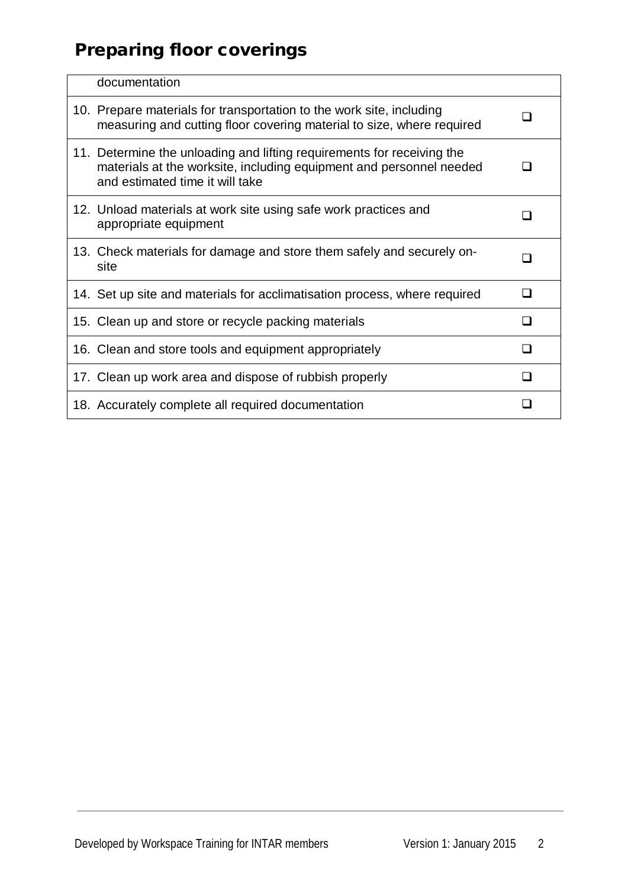# Preparing floor coverings

| | |
|---|---|
| documentation | |
| 10. Prepare materials for transportation to the work site, including measuring and cutting floor covering material to size, where required | ❑ |
| 11. Determine the unloading and lifting requirements for receiving the materials at the worksite, including equipment and personnel needed and estimated time it will take | ❑ |
| 12. Unload materials at work site using safe work practices and appropriate equipment | ❑ |
| 13. Check materials for damage and store them safely and securely on-site | ❑ |
| 14. Set up site and materials for acclimatisation process, where required | ❑ |
| 15. Clean up and store or recycle packing materials | ❑ |
| 16. Clean and store tools and equipment appropriately | ❑ |
| 17. Clean up work area and dispose of rubbish properly | ❑ |
| 18. Accurately complete all required documentation | ❑ |